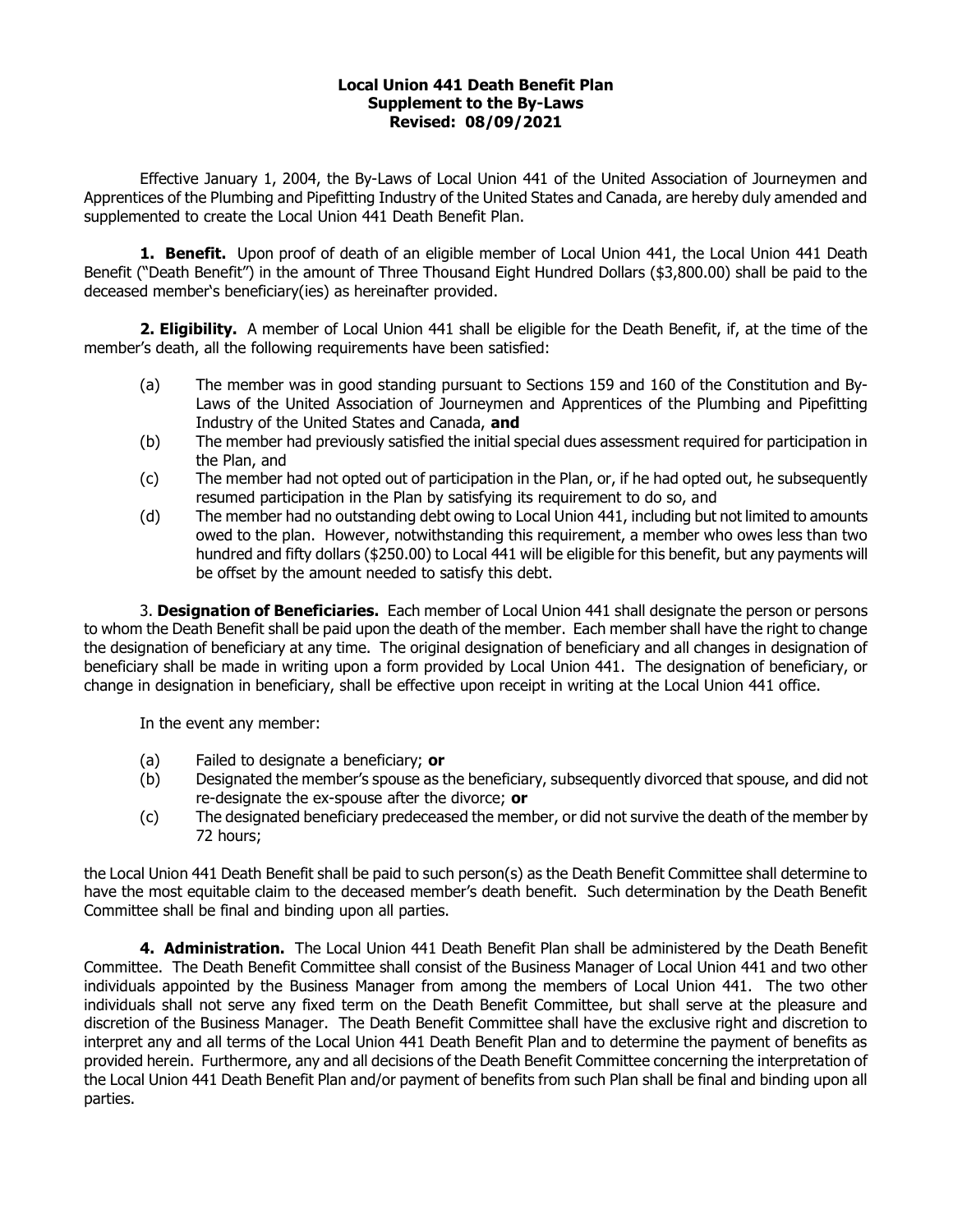**Local Union 441 Death Benefit Plan**
**Supplement to the By-Laws**
**Revised: 08/09/2021**

Effective January 1, 2004, the By-Laws of Local Union 441 of the United Association of Journeymen and Apprentices of the Plumbing and Pipefitting Industry of the United States and Canada, are hereby duly amended and supplemented to create the Local Union 441 Death Benefit Plan.

**1. Benefit.** Upon proof of death of an eligible member of Local Union 441, the Local Union 441 Death Benefit ("Death Benefit") in the amount of Three Thousand Eight Hundred Dollars ($3,800.00) shall be paid to the deceased member's beneficiary(ies) as hereinafter provided.

**2. Eligibility.** A member of Local Union 441 shall be eligible for the Death Benefit, if, at the time of the member's death, all the following requirements have been satisfied:

- (a) The member was in good standing pursuant to Sections 159 and 160 of the Constitution and By-Laws of the United Association of Journeymen and Apprentices of the Plumbing and Pipefitting Industry of the United States and Canada, **and**
- (b) The member had previously satisfied the initial special dues assessment required for participation in the Plan, and
- (c) The member had not opted out of participation in the Plan, or, if he had opted out, he subsequently resumed participation in the Plan by satisfying its requirement to do so, and
- (d) The member had no outstanding debt owing to Local Union 441, including but not limited to amounts owed to the plan. However, notwithstanding this requirement, a member who owes less than two hundred and fifty dollars ($250.00) to Local 441 will be eligible for this benefit, but any payments will be offset by the amount needed to satisfy this debt.

3. **Designation of Beneficiaries.** Each member of Local Union 441 shall designate the person or persons to whom the Death Benefit shall be paid upon the death of the member. Each member shall have the right to change the designation of beneficiary at any time. The original designation of beneficiary and all changes in designation of beneficiary shall be made in writing upon a form provided by Local Union 441. The designation of beneficiary, or change in designation in beneficiary, shall be effective upon receipt in writing at the Local Union 441 office.

In the event any member:

- (a) Failed to designate a beneficiary; **or**
- (b) Designated the member's spouse as the beneficiary, subsequently divorced that spouse, and did not re-designate the ex-spouse after the divorce; **or**
- (c) The designated beneficiary predeceased the member, or did not survive the death of the member by 72 hours;

the Local Union 441 Death Benefit shall be paid to such person(s) as the Death Benefit Committee shall determine to have the most equitable claim to the deceased member's death benefit. Such determination by the Death Benefit Committee shall be final and binding upon all parties.

**4. Administration.** The Local Union 441 Death Benefit Plan shall be administered by the Death Benefit Committee. The Death Benefit Committee shall consist of the Business Manager of Local Union 441 and two other individuals appointed by the Business Manager from among the members of Local Union 441. The two other individuals shall not serve any fixed term on the Death Benefit Committee, but shall serve at the pleasure and discretion of the Business Manager. The Death Benefit Committee shall have the exclusive right and discretion to interpret any and all terms of the Local Union 441 Death Benefit Plan and to determine the payment of benefits as provided herein. Furthermore, any and all decisions of the Death Benefit Committee concerning the interpretation of the Local Union 441 Death Benefit Plan and/or payment of benefits from such Plan shall be final and binding upon all parties.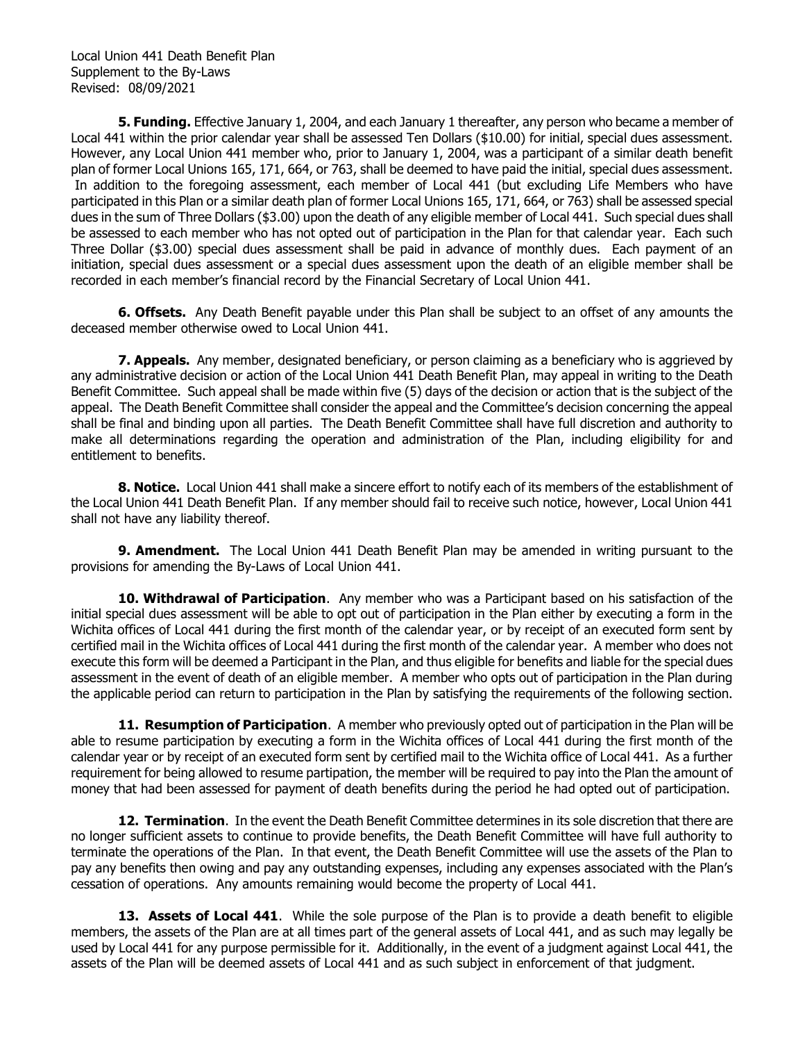**5. Funding.** Effective January 1, 2004, and each January 1 thereafter, any person who became a member of Local 441 within the prior calendar year shall be assessed Ten Dollars ($10.00) for initial, special dues assessment. However, any Local Union 441 member who, prior to January 1, 2004, was a participant of a similar death benefit plan of former Local Unions 165, 171, 664, or 763, shall be deemed to have paid the initial, special dues assessment. In addition to the foregoing assessment, each member of Local 441 (but excluding Life Members who have participated in this Plan or a similar death plan of former Local Unions 165, 171, 664, or 763) shall be assessed special dues in the sum of Three Dollars ($3.00) upon the death of any eligible member of Local 441. Such special dues shall be assessed to each member who has not opted out of participation in the Plan for that calendar year. Each such Three Dollar ($3.00) special dues assessment shall be paid in advance of monthly dues. Each payment of an initiation, special dues assessment or a special dues assessment upon the death of an eligible member shall be recorded in each member's financial record by the Financial Secretary of Local Union 441.

**6. Offsets.** Any Death Benefit payable under this Plan shall be subject to an offset of any amounts the deceased member otherwise owed to Local Union 441.

**7. Appeals.** Any member, designated beneficiary, or person claiming as a beneficiary who is aggrieved by any administrative decision or action of the Local Union 441 Death Benefit Plan, may appeal in writing to the Death Benefit Committee. Such appeal shall be made within five (5) days of the decision or action that is the subject of the appeal. The Death Benefit Committee shall consider the appeal and the Committee's decision concerning the appeal shall be final and binding upon all parties. The Death Benefit Committee shall have full discretion and authority to make all determinations regarding the operation and administration of the Plan, including eligibility for and entitlement to benefits.

**8. Notice.** Local Union 441 shall make a sincere effort to notify each of its members of the establishment of the Local Union 441 Death Benefit Plan. If any member should fail to receive such notice, however, Local Union 441 shall not have any liability thereof.

**9. Amendment.** The Local Union 441 Death Benefit Plan may be amended in writing pursuant to the provisions for amending the By-Laws of Local Union 441.

**10. Withdrawal of Participation**. Any member who was a Participant based on his satisfaction of the initial special dues assessment will be able to opt out of participation in the Plan either by executing a form in the Wichita offices of Local 441 during the first month of the calendar year, or by receipt of an executed form sent by certified mail in the Wichita offices of Local 441 during the first month of the calendar year. A member who does not execute this form will be deemed a Participant in the Plan, and thus eligible for benefits and liable for the special dues assessment in the event of death of an eligible member. A member who opts out of participation in the Plan during the applicable period can return to participation in the Plan by satisfying the requirements of the following section.

**11. Resumption of Participation**. A member who previously opted out of participation in the Plan will be able to resume participation by executing a form in the Wichita offices of Local 441 during the first month of the calendar year or by receipt of an executed form sent by certified mail to the Wichita office of Local 441. As a further requirement for being allowed to resume partipation, the member will be required to pay into the Plan the amount of money that had been assessed for payment of death benefits during the period he had opted out of participation.

**12. Termination**. In the event the Death Benefit Committee determines in its sole discretion that there are no longer sufficient assets to continue to provide benefits, the Death Benefit Committee will have full authority to terminate the operations of the Plan. In that event, the Death Benefit Committee will use the assets of the Plan to pay any benefits then owing and pay any outstanding expenses, including any expenses associated with the Plan's cessation of operations. Any amounts remaining would become the property of Local 441.

**13. Assets of Local 441**. While the sole purpose of the Plan is to provide a death benefit to eligible members, the assets of the Plan are at all times part of the general assets of Local 441, and as such may legally be used by Local 441 for any purpose permissible for it. Additionally, in the event of a judgment against Local 441, the assets of the Plan will be deemed assets of Local 441 and as such subject in enforcement of that judgment.